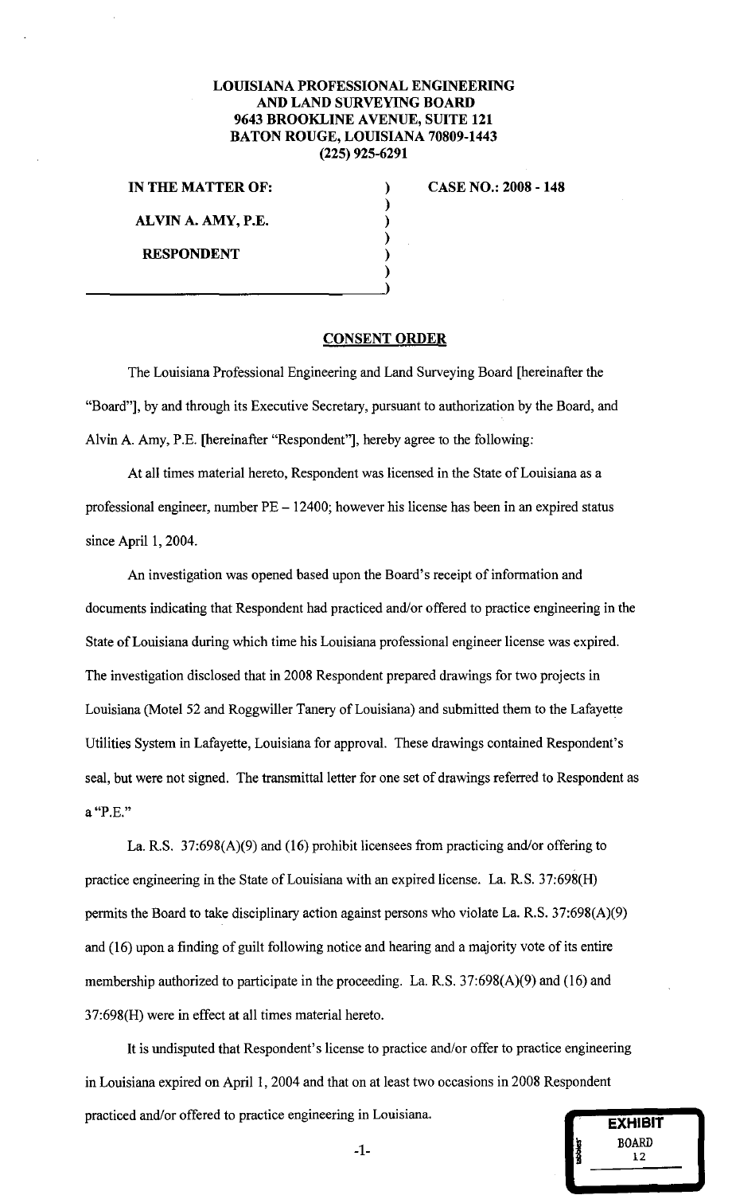**LOUISIANA PROFESSIONAL ENGINEERING AND LAND SURVEYING BOARD**
**9643 BROOKLINE AVENUE, SUITE 121**
**BATON ROUGE, LOUISIANA 70809-1443**
**(225) 925-6291**

**IN THE MATTER OF:**

**ALVIN A. AMY, P.E.**

**RESPONDENT**

**CASE NO.: 2008 - 148**

## CONSENT ORDER

The Louisiana Professional Engineering and Land Surveying Board [hereinafter the "Board"], by and through its Executive Secretary, pursuant to authorization by the Board, and Alvin A. Amy, P.E. [hereinafter "Respondent"], hereby agree to the following:

At all times material hereto, Respondent was licensed in the State of Louisiana as a professional engineer, number PE – 12400; however his license has been in an expired status since April 1, 2004.

An investigation was opened based upon the Board's receipt of information and documents indicating that Respondent had practiced and/or offered to practice engineering in the State of Louisiana during which time his Louisiana professional engineer license was expired. The investigation disclosed that in 2008 Respondent prepared drawings for two projects in Louisiana (Motel 52 and Roggwiller Tanery of Louisiana) and submitted them to the Lafayette Utilities System in Lafayette, Louisiana for approval. These drawings contained Respondent's seal, but were not signed. The transmittal letter for one set of drawings referred to Respondent as a "P.E."

La. R.S. 37:698(A)(9) and (16) prohibit licensees from practicing and/or offering to practice engineering in the State of Louisiana with an expired license. La. R.S. 37:698(H) permits the Board to take disciplinary action against persons who violate La. R.S. 37:698(A)(9) and (16) upon a finding of guilt following notice and hearing and a majority vote of its entire membership authorized to participate in the proceeding. La. R.S. 37:698(A)(9) and (16) and 37:698(H) were in effect at all times material hereto.

It is undisputed that Respondent's license to practice and/or offer to practice engineering in Louisiana expired on April 1, 2004 and that on at least two occasions in 2008 Respondent practiced and/or offered to practice engineering in Louisiana.

EXHIBIT
BOARD
12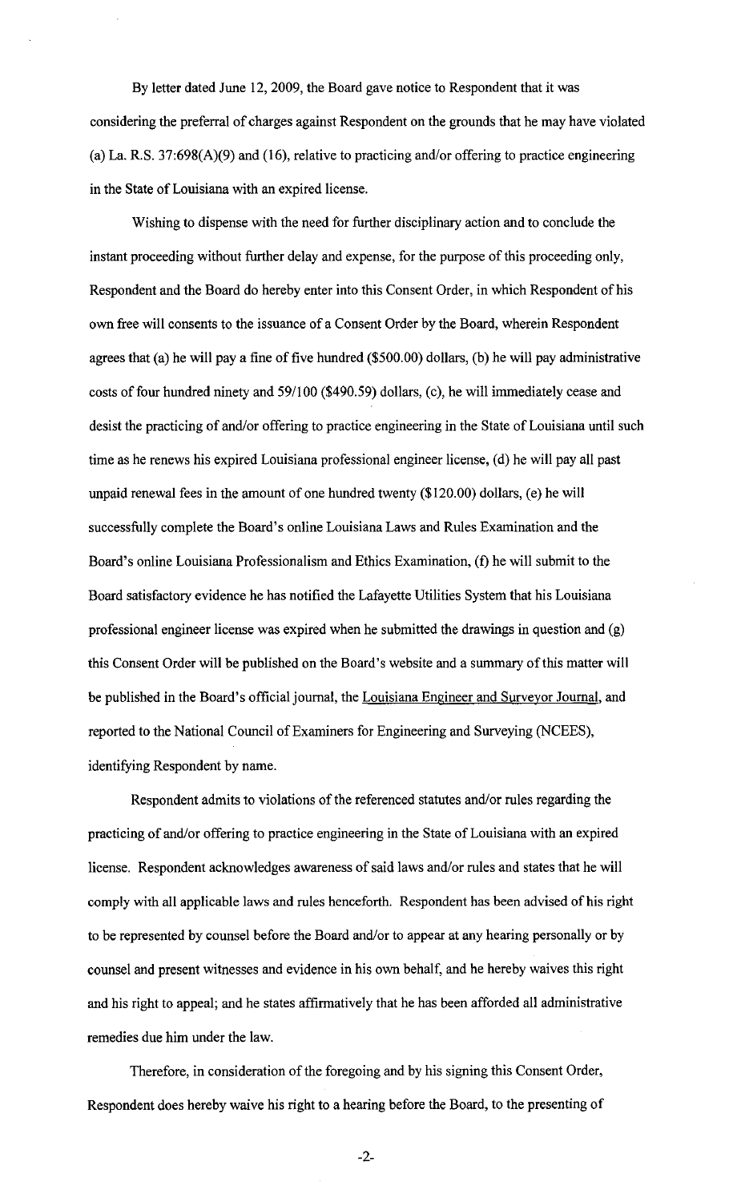By letter dated June 12, 2009, the Board gave notice to Respondent that it was considering the preferral of charges against Respondent on the grounds that he may have violated (a) La. R.S. 37:698(A)(9) and (16), relative to practicing and/or offering to practice engineering in the State of Louisiana with an expired license.

Wishing to dispense with the need for further disciplinary action and to conclude the instant proceeding without further delay and expense, for the purpose of this proceeding only, Respondent and the Board do hereby enter into this Consent Order, in which Respondent of his own free will consents to the issuance of a Consent Order by the Board, wherein Respondent agrees that (a) he will pay a fine of five hundred ($500.00) dollars, (b) he will pay administrative costs of four hundred ninety and 59/100 ($490.59) dollars, (c), he will immediately cease and desist the practicing of and/or offering to practice engineering in the State of Louisiana until such time as he renews his expired Louisiana professional engineer license, (d) he will pay all past unpaid renewal fees in the amount of one hundred twenty ($120.00) dollars, (e) he will successfully complete the Board's online Louisiana Laws and Rules Examination and the Board's online Louisiana Professionalism and Ethics Examination, (f) he will submit to the Board satisfactory evidence he has notified the Lafayette Utilities System that his Louisiana professional engineer license was expired when he submitted the drawings in question and (g) this Consent Order will be published on the Board's website and a summary of this matter will be published in the Board's official journal, the Louisiana Engineer and Surveyor Journal, and reported to the National Council of Examiners for Engineering and Surveying (NCEES), identifying Respondent by name.

Respondent admits to violations of the referenced statutes and/or rules regarding the practicing of and/or offering to practice engineering in the State of Louisiana with an expired license. Respondent acknowledges awareness of said laws and/or rules and states that he will comply with all applicable laws and rules henceforth. Respondent has been advised of his right to be represented by counsel before the Board and/or to appear at any hearing personally or by counsel and present witnesses and evidence in his own behalf, and he hereby waives this right and his right to appeal; and he states affirmatively that he has been afforded all administrative remedies due him under the law.

Therefore, in consideration of the foregoing and by his signing this Consent Order, Respondent does hereby waive his right to a hearing before the Board, to the presenting of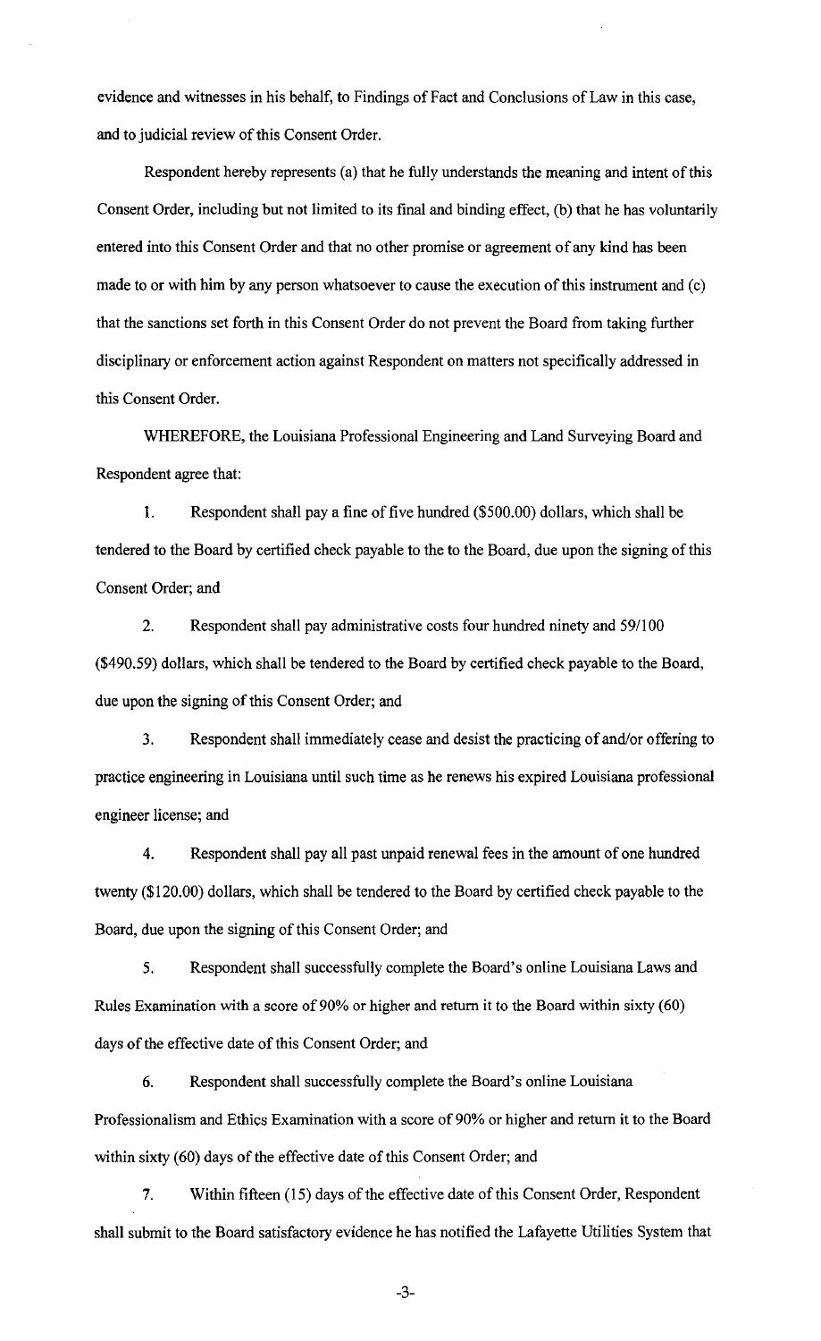evidence and witnesses in his behalf, to Findings of Fact and Conclusions of Law in this case, and to judicial review of this Consent Order.

Respondent hereby represents (a) that he fully understands the meaning and intent of this Consent Order, including but not limited to its final and binding effect, (b) that he has voluntarily entered into this Consent Order and that no other promise or agreement of any kind has been made to or with him by any person whatsoever to cause the execution of this instrument and (c) that the sanctions set forth in this Consent Order do not prevent the Board from taking further disciplinary or enforcement action against Respondent on matters not specifically addressed in this Consent Order.

WHEREFORE, the Louisiana Professional Engineering and Land Surveying Board and Respondent agree that:

1. Respondent shall pay a fine of five hundred ($500.00) dollars, which shall be tendered to the Board by certified check payable to the to the Board, due upon the signing of this Consent Order; and

2. Respondent shall pay administrative costs four hundred ninety and 59/100 ($490.59) dollars, which shall be tendered to the Board by certified check payable to the Board, due upon the signing of this Consent Order; and

3. Respondent shall immediately cease and desist the practicing of and/or offering to practice engineering in Louisiana until such time as he renews his expired Louisiana professional engineer license; and

4. Respondent shall pay all past unpaid renewal fees in the amount of one hundred twenty ($120.00) dollars, which shall be tendered to the Board by certified check payable to the Board, due upon the signing of this Consent Order; and

5. Respondent shall successfully complete the Board's online Louisiana Laws and Rules Examination with a score of 90% or higher and return it to the Board within sixty (60) days of the effective date of this Consent Order; and

6. Respondent shall successfully complete the Board's online Louisiana Professionalism and Ethics Examination with a score of 90% or higher and return it to the Board within sixty (60) days of the effective date of this Consent Order; and

7. Within fifteen (15) days of the effective date of this Consent Order, Respondent shall submit to the Board satisfactory evidence he has notified the Lafayette Utilities System that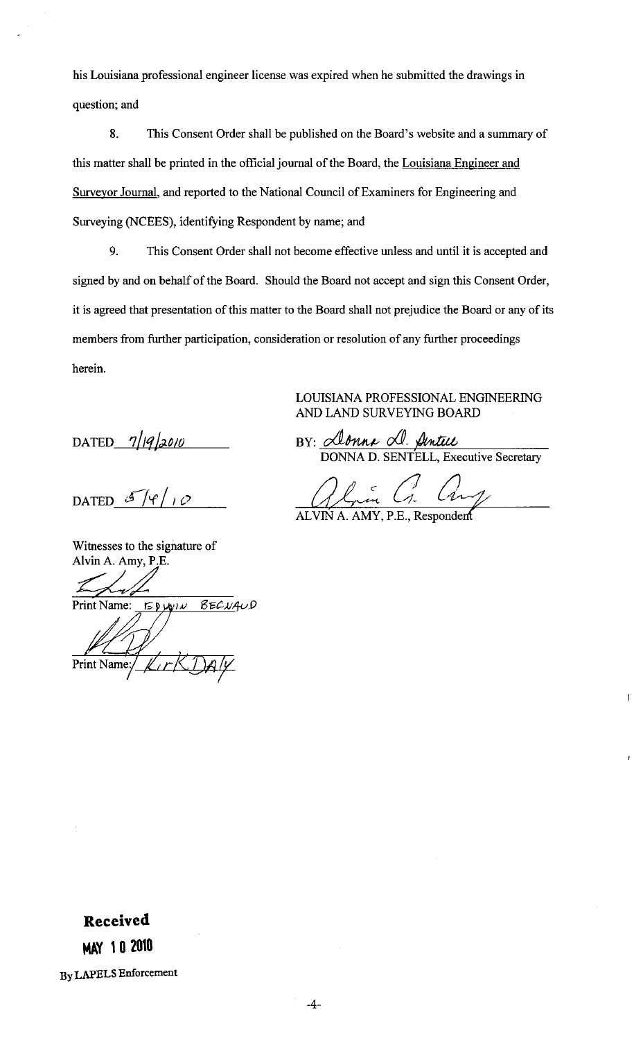his Louisiana professional engineer license was expired when he submitted the drawings in question; and

8. This Consent Order shall be published on the Board's website and a summary of this matter shall be printed in the official journal of the Board, the Louisiana Engineer and Surveyor Journal, and reported to the National Council of Examiners for Engineering and Surveying (NCEES), identifying Respondent by name; and

9. This Consent Order shall not become effective unless and until it is accepted and signed by and on behalf of the Board. Should the Board not accept and sign this Consent Order, it is agreed that presentation of this matter to the Board shall not prejudice the Board or any of its members from further participation, consideration or resolution of any further proceedings herein.

LOUISIANA PROFESSIONAL ENGINEERING AND LAND SURVEYING BOARD

DATED 7/19/2010

BY: Donna D. Sentell
DONNA D. SENTELL, Executive Secretary

DATED 5/4/10

Alvin A. Amy
ALVIN A. AMY, P.E., Respondent

Witnesses to the signature of Alvin A. Amy, P.E.

Print Name: EDWIN BECNAUD

Print Name: KirK DAly

**Received**
**MAY 10 2010**
By LAPELS Enforcement